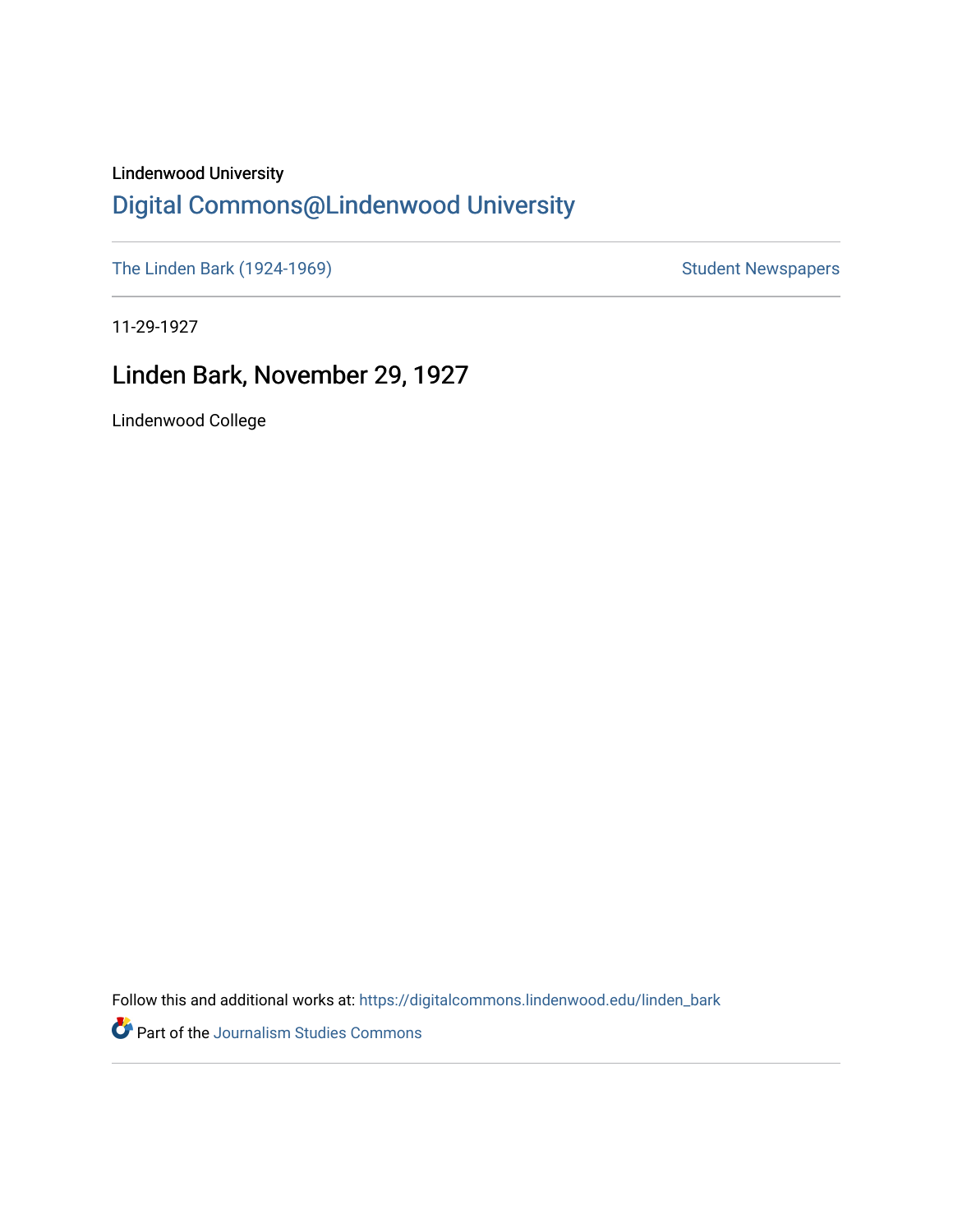Lindenwood University

# Digital Commons@Lindenwood University

The Linden Bark (1924-1969) | Student Newspapers

11-29-1927

## Linden Bark, November 29, 1927

Lindenwood College

Follow this and additional works at: https://digitalcommons.lindenwood.edu/linden_bark

Part of the Journalism Studies Commons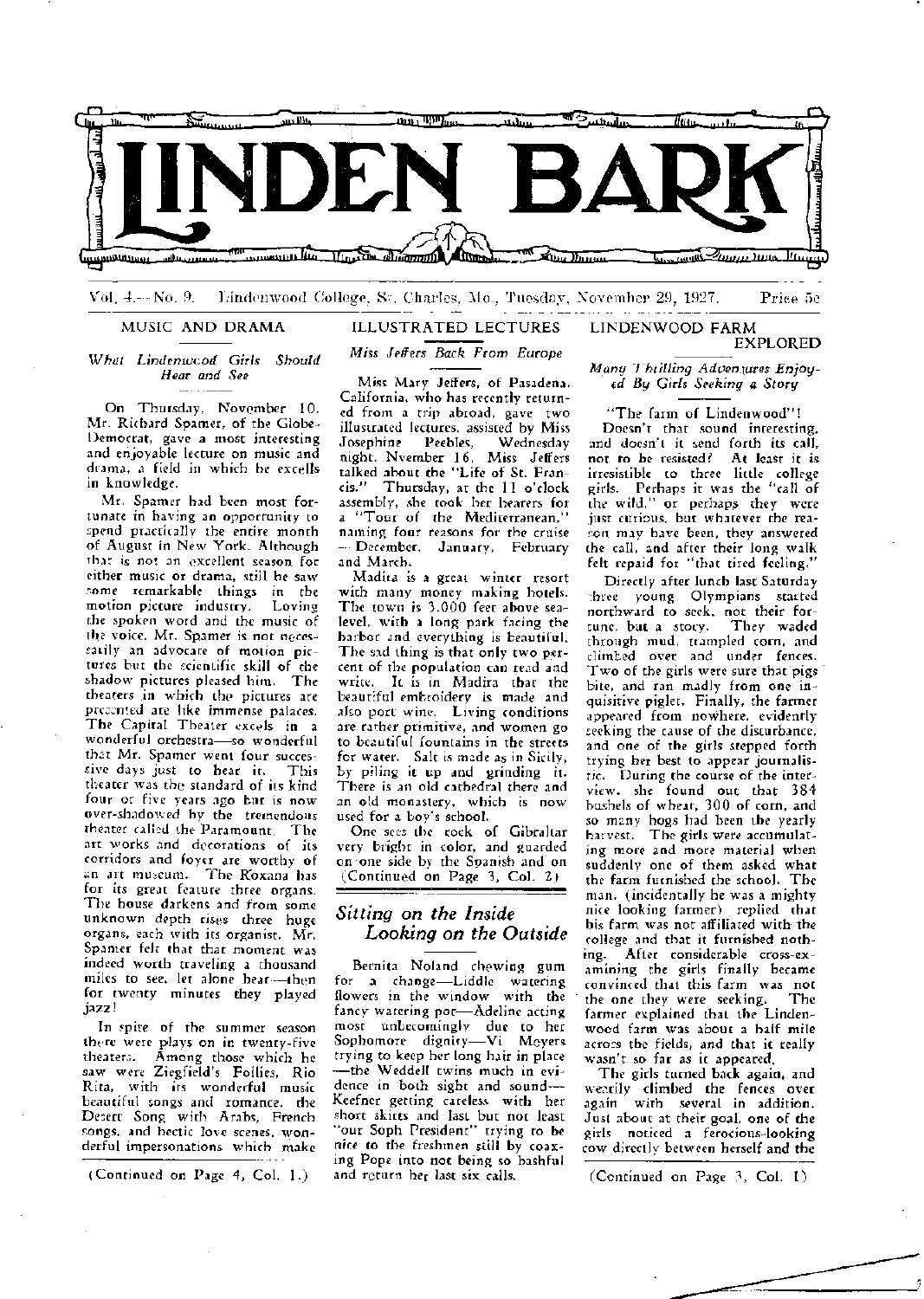# LINDEN BARK

Vol. 4.—No. 9. Lindenwood College, St. Charles, Mo., Tuesday, November 29, 1927. Price 5c

## MUSIC AND DRAMA

*What Lindenwood Girls Should Hear and See*

On Thursday, November 10, Mr. Richard Spamer, of the Globe-Democrat, gave a most interesting and enjoyable lecture on music and drama, a field in which he excells in knowledge.

Mr. Spamer had been most fortunate in having an opportunity to spend practically the entire month of August in New York. Although that is not an excellent season for either music or drama, still he saw some remarkable things in the motion picture industry. Loving the spoken word and the music of the voice, Mr. Spamer is not necessarily an advocate of motion pictures but the scientific skill of the shadow pictures pleased him. The theaters in which the pictures are presented are like immense palaces. The Capital Theater excels in a wonderful orchestra—so wonderful that Mr. Spamer went four successive days just to hear it. This theater was the standard of its kind four or five years ago but is now over-shadowed by the tremendous theater called the Paramount. The art works and decorations of its corridors and foyer are worthy of an art museum. The Roxana has for its great feature three organs. The house darkens and from some unknown depth rises three huge organs, each with its organist. Mr. Spamer felt that that moment was indeed worth traveling a thousand miles to see, let alone hear—then for twenty minutes they played jazz!

In spite of the summer season there were plays on in twenty-five theaters. Among those which he saw were Ziegfield's Follies, Rio Rita, with its wonderful music beautiful songs and romance, the Desert Song with Arabs, French songs, and hectic love scenes, wonderful impersonations which make

(Continued on Page 4, Col. 1.)

## ILLUSTRATED LECTURES

*Miss Jeffers Back From Europe*

Miss Mary Jeffers, of Pasadena, California, who has recently returned from a trip abroad, gave two illustrated lectures, assisted by Miss Josephine Peebles, Wednesday night, Nvember 16, Miss Jeffers talked about the "Life of St. Francis." Thursday, at the 11 o'clock assembly, she took her hearers for a "Tour of the Mediterranean," naming four reasons for the cruise — December, January, February and March.

Madira is a great winter resort with many money making hotels. The town is 3,000 feet above sea-level, with a long park facing the harbor and everything is beautiful. The sad thing is that only two percent of the population can read and write. It is in Madira that the beautiful embroidery is made and also port wine. Living conditions are rather primitive, and women go to beautiful fountains in the streets for water. Salt is made as in Sicily, by piling it up and grinding it. There is an old cathedral there and an old monastery, which is now used for a boy's school.

One sees the rock of Gibraltar very bright in color, and guarded on one side by the Spanish and on

(Continued on Page 3, Col. 2)

## *Sitting on the Inside Looking on the Outside*

Bernita Noland chewing gum for a change—Liddle watering flowers in the window with the fancy watering pot—Adeline acting most unbecomingly due to her Sophomore dignity—Vi Meyers trying to keep her long hair in place —the Weddell twins much in evidence in both sight and sound—Keefner getting careless with her short skirts and last but not least "our Soph President" trying to be nice to the freshmen still by coaxing Pope into not being so bashful and return her last six calls.

## LINDENWOOD FARM EXPLORED

*Many Thrilling Adventures Enjoyed By Girls Seeking a Story*

"The farm of Lindenwood"!

Doesn't that sound interesting, and doesn't it send forth its call, not to be resisted? At least it is irresistible to three little college girls. Perhaps it was the "call of the wild," or perhaps they were just curious, but whatever the reason may have been, they answered the call, and after their long walk felt repaid for "that tired feeling."

Directly after lunch last Saturday three young Olympians started northward to seek, not their fortune, but a story. They waded through mud, trampled corn, and climbed over and under fences. Two of the girls were sure that pigs bite, and ran madly from one inquisitive piglet. Finally, the farmer appeared from nowhere, evidently seeking the cause of the disturbance, and one of the girls stepped forth trying her best to appear journalistic. During the course of the interview, she found out that 384 bushels of wheat, 300 of corn, and so many hogs had been the yearly harvest. The girls were accumulating more and more material when suddenly one of them asked what the farm furnished the school. The man, (incidentally he was a mighty nice looking farmer) replied that his farm was not affiliated with the college and that it furnished nothing. After considerable cross-examining the girls finally became convinced that this farm was not the one they were seeking. The farmer explained that the Lindenwood farm was about a half mile across the fields, and that it really wasn't so far as it appeared.

The girls turned back again, and wearily climbed the fences over again with several in addition. Just about at their goal, one of the girls noticed a ferocious-looking cow directly between herself and the

(Continued on Page 3, Col. 1)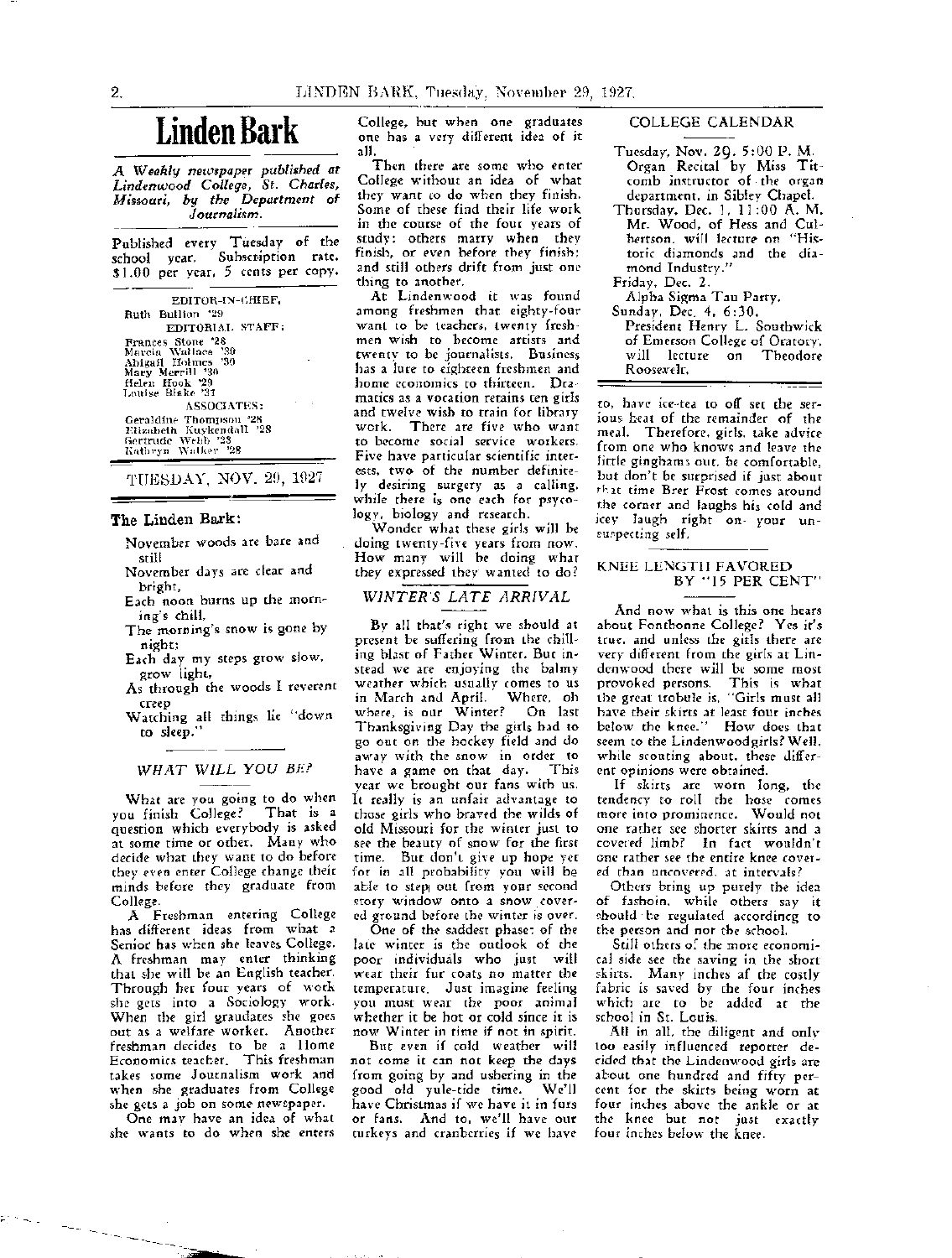# Linden Bark

*A Weekly newspaper published at Lindenwood College, St. Charles, Missouri, by the Department of Journalism.*

Published every Tuesday of the school year. Subscription rate, $1.00 per year, 5 cents per copy.

EDITOR-IN-CHIEF,
Ruth Bullion '29

EDITORIAL STAFF:
Frances Stone '28
Marcia Wallace '30
Abigail Holmes '30
Mary Merrill '30
Helen Hook '29
Louise Blake '31

ASSOCIATES:
Geraldine Thompson '28
Elizabeth Kuykendall '28
Gertrude Webb '28
Kathryn Walker '28

TUESDAY, NOV. 29, 1927

## The Linden Bark:

November woods are bare and still
November days are clear and bright,
Each noon burns up the morning's chill,
The morning's snow is gone by night;
Each day my steps grow slow, grow light,
As through the woods I reverent creep
Watching all things lie "down to sleep."

## *WHAT WILL YOU BE?*

What are you going to do when you finish College? That is a question which everybody is asked at some time or other. Many who decide what they want to do before they even enter College change their minds before they graduate from College.

A Freshman entering College has different ideas from what a Senior has when she leaves College. A freshman may enter thinking that she will be an English teacher. Through her four years of work she gets into a Sociology work. When the girl graudates she goes out as a welfare worker. Another freshman decides to be a Home Economics teacher. This freshman takes some Journalism work and when she graduates from College she gets a job on some newspaper.

One may have an idea of what she wants to do when she enters College, but when one graduates one has a very different idea of it all.

Then there are some who enter College without an idea of what they want to do when they finish. Some of these find their life work in the course of the four years of study: others marry when they finish, or even before they finish: and still others drift from just one thing to another.

At Lindenwood it was found among freshmen that eighty-four want to be teachers, twenty freshmen wish to become artists and twenty to be journalists. Business has a lure to eighteen freshmen and home economics to thirteen. Dramatics as a vocation retains ten girls and twelve wish to train for library work. There are five who want to become social service workers. Five have particular scientific interests, two of the number definitely desiring surgery as a calling, while there is one each for psycology, biology and research.

Wonder what these girls will be doing twenty-five years from now. How many will be doing what they expressed they wanted to do?

## *WINTER'S LATE ARRIVAL*

By all that's right we should at present be suffering from the chilling blast of Father Winter. But instead we are enjoying the balmy weather which usually comes to us in March and April. Where, oh where, is our Winter? On last Thanksgiving Day the girls had to go out on the hockey field and do away with the snow in order to have a game on that day. This year we brought our fans with us. It really is an unfair advantage to those girls who braved the wilds of old Missouri for the winter just to see the beauty of snow for the first time. But don't give up hope yet for in all probability you will be able to step out from your second story window onto a snow covered ground before the winter is over.

One of the saddest phases of the late winter is the outlook of the poor individuals who just will wear their fur coats no matter the temperature. Just imagine feeling you must wear the poor animal whether it be hot or cold since it is now Winter in time if not in spirit.

But even if cold weather will not come it can not keep the days from going by and ushering in the good old yule-tide time. We'll have Christmas if we have it in furs or fans. And to, we'll have our turkeys and cranberries if we have to, have ice-tea to off set the serious heat of the remainder of the meal. Therefore, girls, take advice from one who knows and leave the little ginghams out, be comfortable, but don't be surprised if just about that time Brer Frost comes around the corner and laughs his cold and icey laugh right on your unsuspecting self.

## COLLEGE CALENDAR

Tuesday, Nov. 29, 5:00 P. M. Organ Recital by Miss Titcomb instructor of the organ department, in Sibley Chapel.

Thursday, Dec. 1, 11:00 A. M. Mr. Wood, of Hess and Culbertson, will lecture on "Historic diamonds and the diamond Industry."

Friday, Dec. 2.
Alpha Sigma Tau Party.

Sunday, Dec. 4, 6:30.
President Henry L. Southwick of Emerson College of Oratory, will lecture on Theodore Roosevelt.

## KNEE LENGTH FAVORED BY "15 PER CENT"

And now what is this one hears about Fontbonne College? Yes it's true, and unless the girls there are very different from the girls at Lindenwood there will be some most provoked persons. This is what the great trobule is, "Girls must all have their skirts at least four inches below the knee." How does that seem to the Lindenwoodgirls? Well, while scouting about, these different opinions were obtained.

If skirts are worn long, the tendency to roll the hose comes more into prominence. Would not one rather see shorter skirts and a covered limb? In fact wouldn't one rather see the entire knee covered than uncovered, at intervals?

Others bring up purely the idea of fashoin, while others say it should be regulated accordinsg to the person and not the school.

Still others of the more economical side see the saving in the short skirts. Many inches af the costly fabric is saved by the four inches which are to be added at the school in St. Louis.

All in all, the diligent and only too easily influenced reporter decided that the Lindenwood girls are about one hundred and fifty percent for the skirts being worn at four inches above the ankle or at the knee but not just exactly four inches below the knee.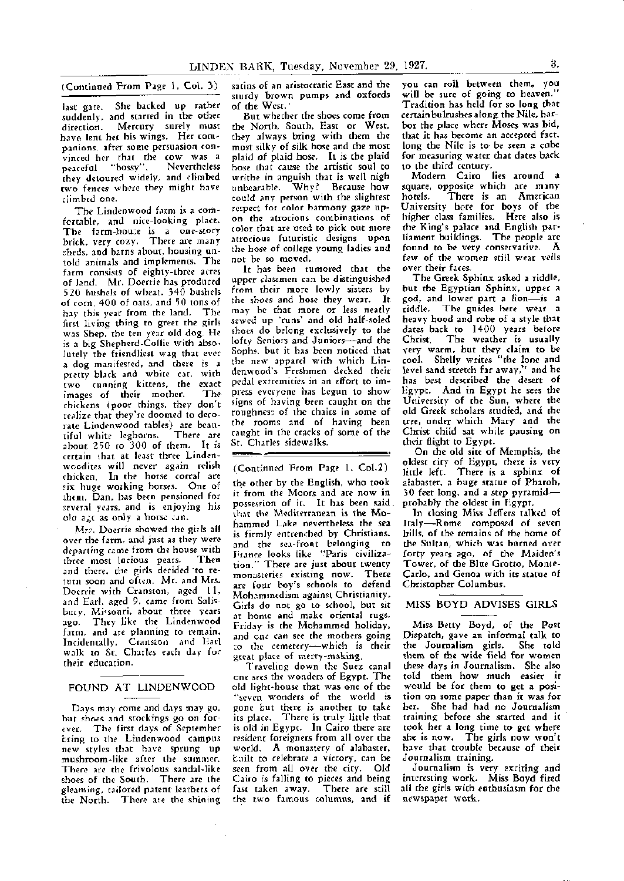(Continued From Page 1, Col. 3)

last gate. She backed up rather suddenly, and started in the other direction. Mercury surely must have lent her his wings. Her companions, after some persuasion convinced her that the cow was a peaceful "bossy". Nevertheless they detoured widely, and climbed two fences where they might have climbed one.

The Lindenwood farm is a comfortable, and nice-looking place. The farm-house is a one-story brick, very cozy. There are many sheds, and barns about, housing untold animals and implements. The farm consists of eighty-three acres of land. Mr. Doerrie has produced 520 bushels of wheat, 340 bushels of corn, 400 of oats, and 50 tons of hay this year from the land. The first living thing to greet the girls was Shep, the ten year old dog. He is a big Shepherd-Collie with absolutely the friendliest wag that ever a dog manifested, and there is a pretty black and white cat, with two cunning kittens, the exact images of their mother. The chickens (poor things, they don't realize that they're doomed to decorate Lindenwood tables) are beautiful white leghorns. There are about 250 to 300 of them. It is certain that at least three Lindenwoodites will never again relish chicken. In the horse corral are six huge working horses. One of them, Dan, has been pensioned for several years, and is enjoying his old age as only a horse can.

Mrs. Doerrie showed the girls all over the farm, and just as they were departing came from the house with three most lucious pears. Then and there, the girls decided to return soon and often. Mr. and Mrs. Doerrie with Cranston, aged 11, and Earl, aged 9, came from Salisbury, Missouri, about three years ago. They like the Lindenwood farm, and are planning to remain. Incidentally, Cranston and Earl walk to St. Charles each day for their education.

## FOUND AT LINDENWOOD

Days may come and days may go, but shoes and stockings go on forever. The first days of September bring to the Lindenwood campus new styles that have sprung up mushroom-like after the summer. There are the frivolous sandal-like shoes of the South. There are the gleaming, tailored patent leathers of the North. There are the shining satins of an aristocratic East and the sturdy brown pumps and oxfords of the West.

But whether the shoes come from the North, South, East or West, they always bring with them the most silky of silk hose and the most plaid of plaid hose. It is the plaid hose that cause the artistic soul to writhe in anguish that is well nigh unbearable. Why? Because how could any person with the slightest respect for color harmony gaze upon the atrocious combinations of color that are used to pick out more atrocious futuristic designs upon the hose of college young ladies and not be so moved.

It has been rumored that the upper classmen can be distinguished from their more lowly sisters by the shoes and hose they wear. It may be that more or less neatly sewed up 'runs' and old half-soled shoes do belong exclusively to the lofty Seniors and Juniors—and the Sophs, but it has been noticed that the new apparel with which Lindenwood's Freshmen decked their pedal extremities in an effort to impress everyone has begun to show signs of having been caught on the roughness of the chairs in some of the rooms and of having been caught in the cracks of some of the St. Charles sidewalks.

(Continued From Page 1, Col.2)

the other by the English, who took it from the Moors and are now in possession of it. It has been said that the Mediterranean is the Mohammed Lake nevertheless the sea is firmly entrenched by Christians, and the sea-front belonging to France looks like "Paris civilization." There are just about twenty monasteries existing now. There are four boy's schools to defend Mohammedism against Christianity. Girls do not go to school, but sit at home and make oriental rugs. Friday is the Mohammed holiday, and one can see the mothers going to the cemetery—which is their great place of merry-making.

Traveling down the Suez canal one sees the wonders of Egypt. The old light-house that was one of the "seven wonders of the world is gone but there is another to take its place. There is truly little that is old in Egypt. In Cairo there are resident foreigners from all over the world. A monastery of alabaster, built to celebrate a victory, can be seen from all over the city. Old Cairo is falling to pieces and being fast taken away. There are still the two famous columns, and if you can roll between them, you will be sure of going to heaven." Tradition has held for so long that certain bulrushes along the Nile, harbor the place where Moses was hid, that it has become an accepted fact. long the Nile is to be seen a cube for measuring water that dates back to the third century.

Modern Cairo lies around a square, opposite which are many hotels. There is an American University here for boys of the higher class families. Here also is the King's palace and English parliament buildings. The people are found to be very conservative. A few of the women still wear veils over their faces.

The Greek Sphinx asked a riddle, but the Egyptian Sphinx, upper a god, and lower part a lion—is a riddle. The guides here wear a heavy hood and robe of a style that dates back to 1400 years before Christ. The weather is usually very warm, but they claim to be cool. Shelly writes "the lone and level sand stretch far away," and he has best described the desert of Egypt. And in Egypt he sees the University of the Sun, where the old Greek scholars studied, and the tree, under which Mary and the Christ child sat while pausing on their flight to Egypt.

On the old site of Memphis, the oldest city of Egypt, there is very little left. There is a sphinx of alabaster, a huge statue of Pharoh, 30 feet long, and a step pyramid—probably the oldest in Egypt.

In closing Miss Jeffers talked of Italy—Rome composed of seven hills, of the remains of the home of the Sultan, which was burned over forty years ago, of the Maiden's Tower, of the Blue Grotto, Monte-Carlo, and Genoa with its statue of Christopher Columbus.

## MISS BOYD ADVISES GIRLS

Miss Betty Boyd, of the Post Dispatch, gave an informal talk to the Journalism girls. She told them of the wide field for women these days in Journalism. She also told them how much easier it would be for them to get a position on some paper than it was for her. She had had no Journalism training before she started and it took her a long time to get where she is now. The girls now won't have that trouble because of their Journalism training.

Journalism is very exciting and interesting work. Miss Boyd fired all the girls with enthusiasm for the newspaper work.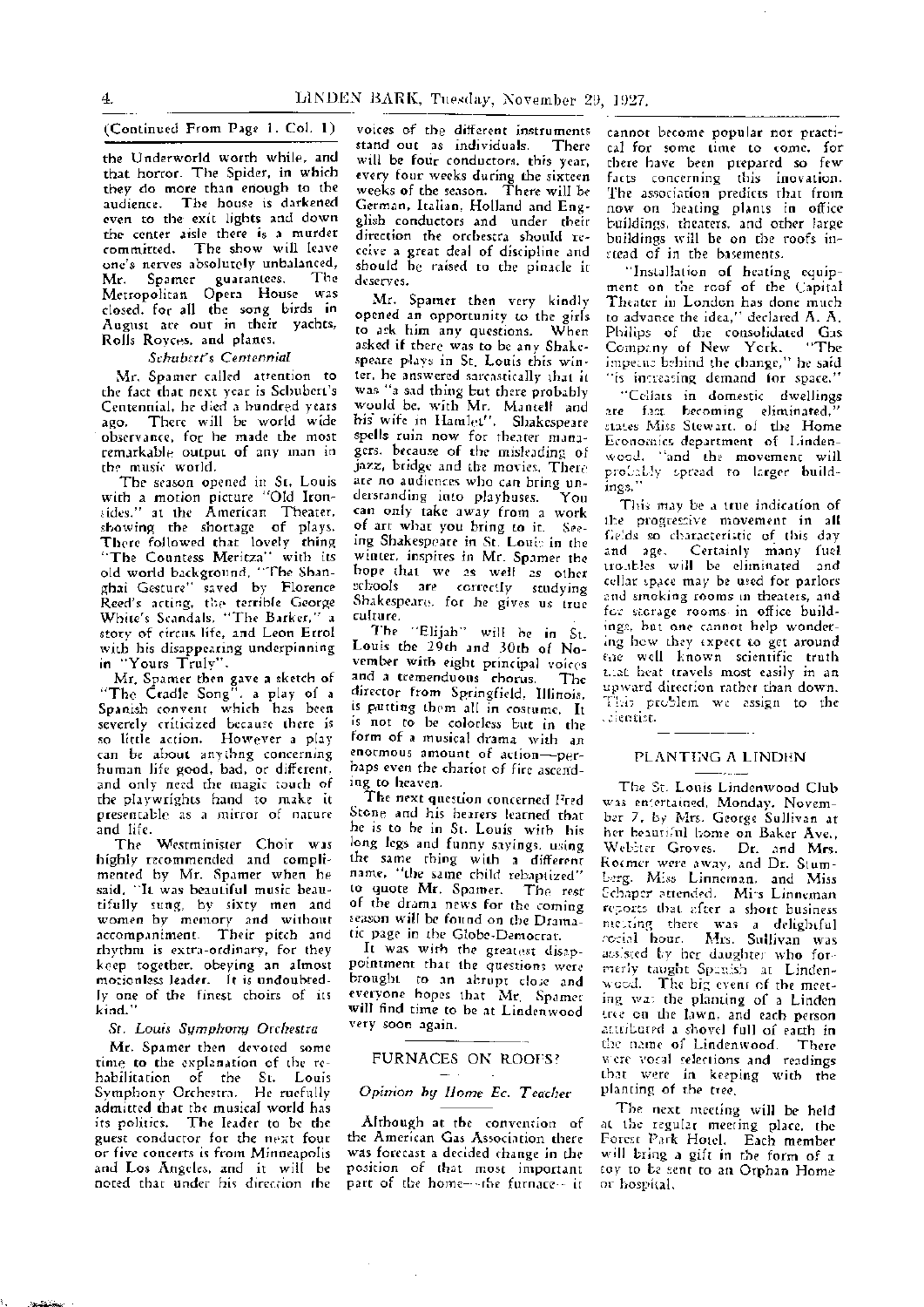(Continued From Page 1, Col. 1)

the Underworld worth while, and that horror. The Spider, in which they do more than enough to the audience. The house is darkened even to the exit lights and down the center aisle there is a murder committed. The show will leave one's nerves absolutely unbalanced, Mr. Spamer guarantees. The Metropolitan Opera House was closed, for all the song birds in August are out in their yachts, Rolls Royces, and planes.

*Schubert's Centennial*

Mr. Spamer called attention to the fact that next year is Schubert's Centennial, he died a hundred years ago. There will be world wide observance, for he made the most remarkable output of any man in the music world.

The season opened in St. Louis with a motion picture "Old Ironsides," at the American Theater, showing the shortage of plays. There followed that lovely thing "The Countess Meritza" with its old world background, "The Shanghai Gesture" saved by Florence Reed's acting, the terrible George White's Scandals, "The Barker," a story of circus life, and Leon Errol with his disappearing underpinning in "Yours Truly".

Mr. Spamer then gave a sketch of "The Cradle Song", a play of a Spanish convent which has been severely criticized because there is so little action. However a play can be about anythng concerning human life good, bad, or different, and only need the magic touch of the playwrights hand to make it presentable as a mirror of nature and life.

The Westminister Choir was highly recommended and complimented by Mr. Spamer when he said, "It was beautiful music beautifully sung, by sixty men and women by memory and without accompaniment. Their pitch and rhythm is extra-ordinary, for they keep together, obeying an almost motionless leader. It is undoubtedly one of the finest choirs of its kind."

*St. Louis Symphony Orchestra*

Mr. Spamer then devoted some time to the explanation of the rehabilitation of the St. Louis Symphony Orchestra. He ruefully admitted that the musical world has its politics. The leader to be the guest conductor for the next four or five concerts is from Minneapolis and Los Angeles, and it will be noted that under his direction the voices of the different instruments stand out as individuals. There will be four conductors, this year, every four weeks during the sixteen weeks of the season. There will be German, Italian, Holland and English conductors and under their direction the orchestra should receive a great deal of discipline and should be raised to the pinacle it deserves.

Mr. Spamer then very kindly opened an opportunity to the girls to ask him any questions. When asked if there was to be any Shakespeare plays in St. Louis this winter, he answered sarcastically that it was "a sad thing but there probably would be, with Mr. Mantell and his wife in Hamlet". Shakespeare spells ruin now for theater managers, because of the misleading of jazz, bridge and the movies. There are no audiences who can bring understanding into playhouses. You can only take away from a work of art what you bring to it. Seeing Shakespeare in St. Louis in the winter, inspires in Mr. Spamer the hope that we as well as other schools are correctly studying Shakespeare, for he gives us true culture.

The "Elijah" will be in St. Louis the 29th and 30th of November with eight principal voices and a tremenduous chorus. The director from Springfield, Illinois, is putting them all in costume. It is not to be colorless but in the form of a musical drama with an enormous amount of action—perhaps even the chariot of fire ascending to heaven.

The next question concerned Fred Stone and his hearers learned that he is to be in St. Louis with his long legs and funny sayings, using the same thing with a different name, "the same child rebaptized" to quote Mr. Spamer. The rest of the drama news for the coming season will be found on the Dramatic page in the Globe-Democrat.

It was with the greatest disappointment that the questions were brought to an abrupt close and everyone hopes that Mr. Spamer will find time to be at Lindenwood very soon again.

## FURNACES ON ROOFS?

*Opinion by Home Ec. Teacher*

Although at the convention of the American Gas Association there was forecast a decided change in the position of that most important part of the home—the furnace—it cannot become popular nor practical for some time to come, for there have been prepared so few facts concerning this inovation. The association predicts that from now on heating plants in office buildings, theaters, and other large buildings will be on the roofs instead of in the basements.

"Installation of heating equipment on the roof of the Capital Theater in London has done much to advance the idea," declared A. A. Philips of the consolidated Gas Company of New York. "The impetus behind the change," he said "is increasing demand for space."

"Cellars in domestic dwellings are fast becoming eliminated," states Miss Stewart, of the Home Economics department of Lindenwood, "and the movement will probably spread to larger buildings."

This may be a true indication of the progressive movement in all fields so characteristic of this day and age. Certainly many fuel troubles will be eliminated and cellar space may be used for parlors and smoking rooms in theaters, and for storage rooms in office buildings, but one cannot help wondering how they expect to get around the well known scientific truth that heat travels most easily in an upward direction rather than down. This problem we assign to the scientist.

## PLANTING A LINDEN

The St. Louis Lindenwood Club was entertained, Monday, November 7, by Mrs. George Sullivan at her beautiful home on Baker Ave., Webster Groves. Dr. and Mrs. Roemer were away, and Dr. Stumberg, Miss Linneman, and Miss Schaper attended. Miss Linneman reports that after a short business meeting there was a delightful social hour. Mrs. Sullivan was assisted by her daughter who formerly taught Spanish at Lindenwood. The big event of the meeting was the planting of a Linden tree on the lawn, and each person attributed a shovel full of earth in the name of Lindenwood. There were vocal selections and readings that were in keeping with the planting of the tree.

The next meeting will be held at the regular meeting place, the Forest Park Hotel. Each member will bring a gift in the form of a toy to be sent to an Orphan Home or hospital.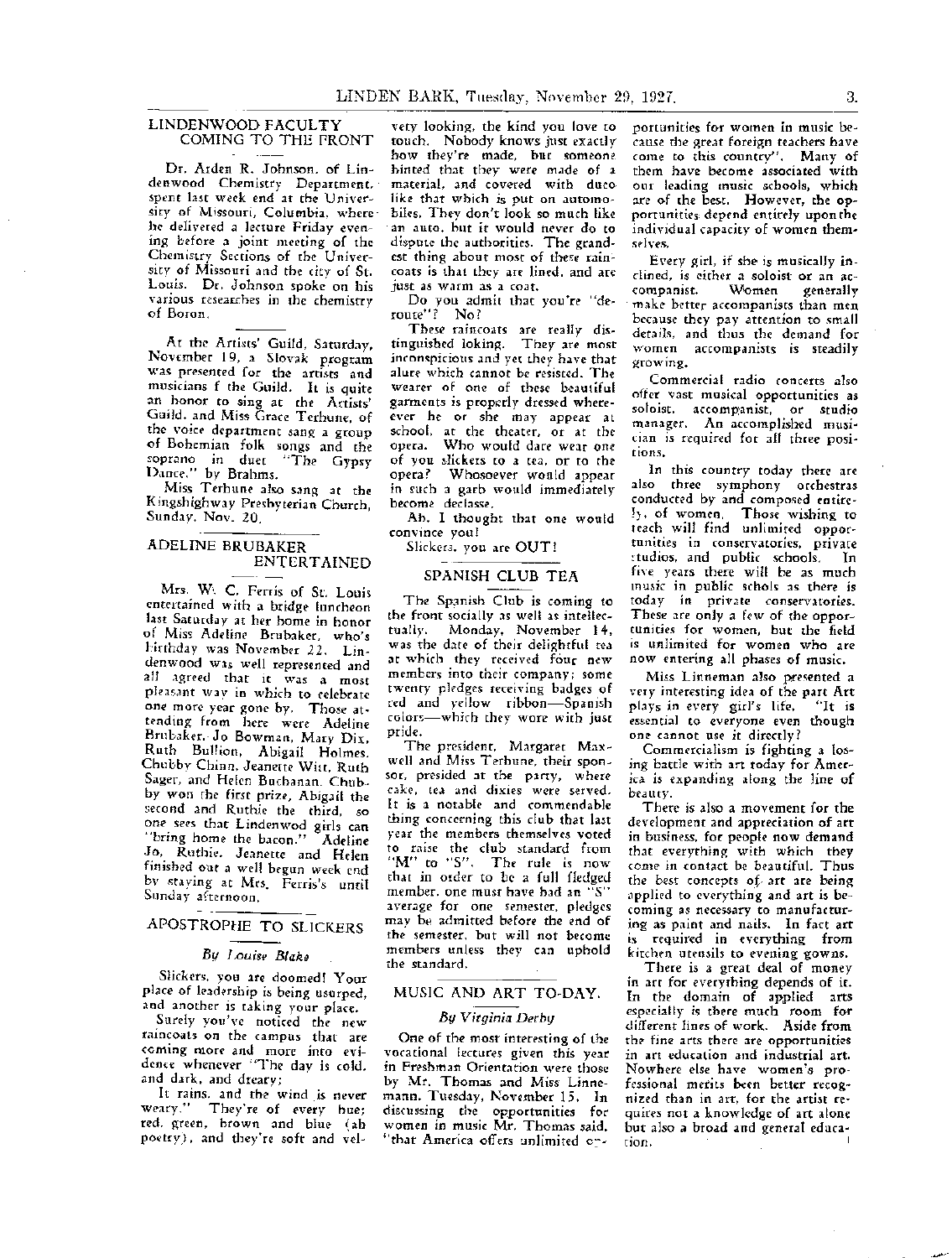## LINDENWOOD FACULTY COMING TO THE FRONT

Dr. Arden R. Johnson, of Lindenwood Chemistry Department, spent last week end at the University of Missouri, Columbia, where he delivered a lecture Friday evening before a joint meeting of the Chemistry Sections of the University of Missouri and the city of St. Louis. Dr. Johnson spoke on his various researches in the chemistry of Boron.

---

At the Artists' Guild, Saturday, November 19, a Slovak program was presented for the artists and musicians f the Guild. It is quite an honor to sing at the Artists' Guild, and Miss Grace Terhune, of the voice department sang a group of Bohemian folk songs and the soprano in duet "The Gypsy Dance," by Brahms.

Miss Terhune also sang at the Kingshighway Presbyterian Church, Sunday, Nov. 20.

## ADELINE BRUBAKER ENTERTAINED

Mrs. W. C. Ferris of St. Louis entertained with a bridge luncheon last Saturday at her home in honor of Miss Adeline Brubaker, who's birthday was November 22. Lindenwood was well represented and all agreed that it was a most pleasant way in which to celebrate one more year gone by. Those attending from here were Adeline Brubaker, Jo Bowman, Mary Dix, Ruth Bullion, Abigail Holmes, Chubby Chinn, Jeanette Witt, Ruth Sager, and Helen Buchanan. Chubby won the first prize, Abigail the second and Ruthie the third, so one sees that Lindenwod girls can "bring home the bacon." Adeline Jo, Ruthie, Jeanette and Helen finished out a well begun week end by staying at Mrs. Ferris's until Sunday afternoon.

## APOSTROPHE TO SLICKERS

*By Louise Blake*

Slickers, you are doomed! Your place of leadership is being usurped, and another is taking your place.

Surely you've noticed the new raincoats on the campus that are coming more and more into evidence whenever "The day is cold, and dark, and dreary;

It rains, and the wind is never weary." They're of every hue; red, green, brown and blue (ah poetry), and they're soft and velvety looking, the kind you love to touch. Nobody knows just exactly how they're made, but someone hinted that they were made of a material, and covered with duco like that which is put on automobiles. They don't look so much like an auto, but it would never do to dispute the authorities. The grandest thing about most of these raincoats is that they are lined, and are just as warm as a coat.

Do you admit that you're "deroute"? No?

These raincoats are really distinguished loking. They are most inconspicious and yet they have that alure which cannot be resisted. The wearer of one of these beautiful garments is properly dressed wherever he or she may appear at school, at the theater, or at the opera. Who would dare wear one of you slickers to a tea, or to the opera? Whosoever would appear in such a garb would immediately become declasse.

Ah, I thought that one would convince you!

Slickers, you are OUT!

## SPANISH CLUB TEA

The Spanish Club is coming to the front socially as well as intellectually. Monday, November 14, was the date of their delightful tea at which they received four new members into their company; some twenty pledges receiving badges of red and yellow ribbon—Spanish colors—which they wore with just pride.

The president, Margaret Maxwell and Miss Terhune, their sponsor, presided at the party, where cake, tea and dixies were served. It is a notable and commendable thing concerning this club that last year the members themselves voted to raise the club standard from "M" to "S". The rule is now that in order to be a full fledged member, one must have had an "S" average for one semester, pledges may be admitted before the end of the semester, but will not become members unless they can uphold the standard.

## MUSIC AND ART TO-DAY.

*By Virginia Derby*

One of the most interesting of the vocational lectures given this year in Freshman Orientation were those by Mr. Thomas and Miss Linnemann, Tuesday, November 15. In discussing the opportunities for women in music Mr. Thomas said, "that America offers unlimited opportunities for women in music because the great foreign teachers have come to this country". Many of them have become associated with our leading music schools, which are of the best. However, the opportunities depend entirely upon the individual capacity of women themselves.

Every girl, if she is musically inclined, is either a soloist or an accompanist. Women generally make better accompanists than men because they pay attention to small details, and thus the demand for women accompanists is steadily growing.

Commercial radio concerts also offer vast musical opportunities as soloist, accompanist, or studio manager. An accomplished musician is required for all three positions.

In this country today there are also three symphony orchestras conducted by and composed entirely, of women. Those wishing to teach will find unlimited opportunities in conservatories, private studios, and public schools. In five years there will be as much music in public schols as there is today in private conservatories. These are only a few of the opportunities for women, but the field is unlimited for women who are now entering all phases of music.

Miss Linneman also presented a very interesting idea of the part Art plays in every girl's life. "It is essential to everyone even though one cannot use it directly?

Commercialism is fighting a losing battle with art today for America is expanding along the line of beauty.

There is also a movement for the development and appreciation of art in business, for people now demand that everything with which they come in contact be beautiful. Thus the best concepts of art are being applied to everything and art is becoming as necessary to manufacturing as paint and nails. In fact art is required in everything from kitchen utensils to evening gowns.

There is a great deal of money in art for everything depends of it. In the domain of applied arts especially is there much room for different lines of work. Aside from the fine arts there are opportunities in art education and industrial art. Nowhere else have women's professional merits been better recognized than in art, for the artist requites not a knowledge of art alone but also a broad and general education.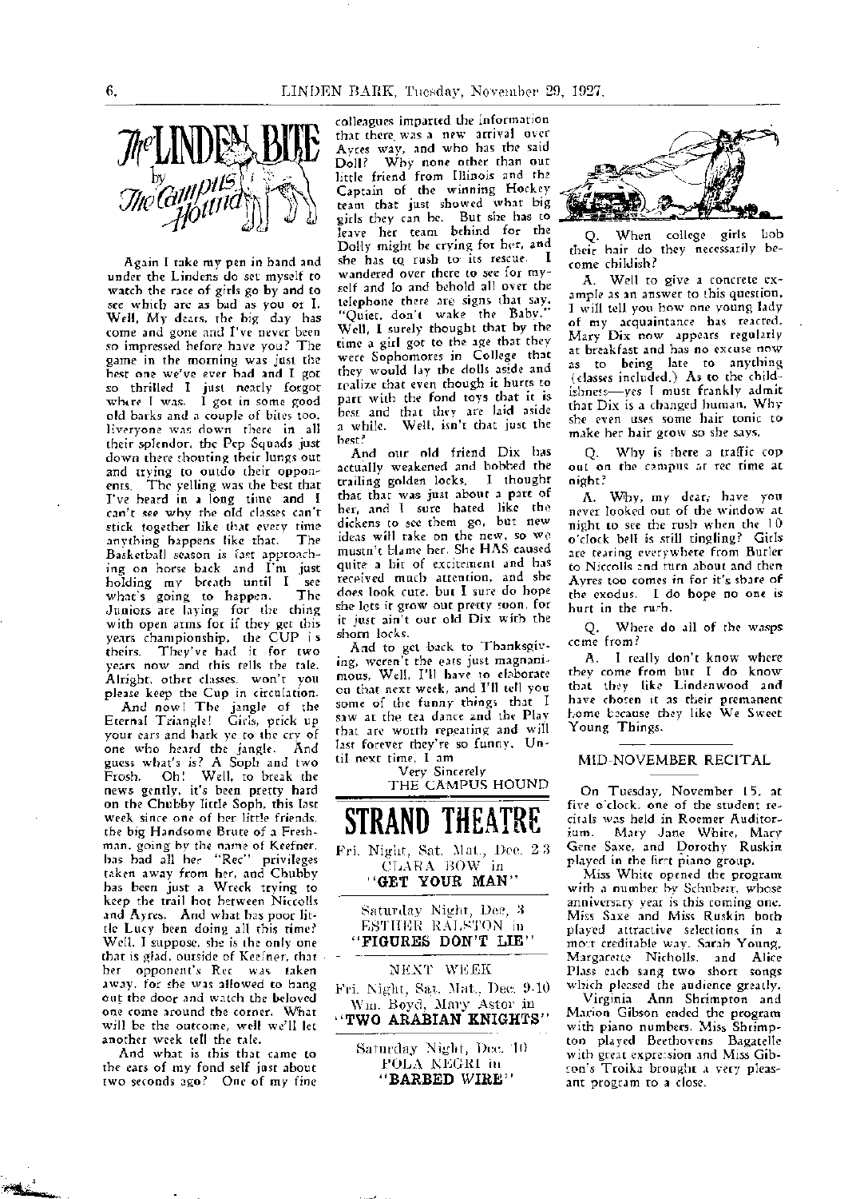# The LINDEN BITE

by The Campus Hound

Again I take my pen in hand and under the Lindens do set myself to watch the race of girls go by and to see which are as bad as you or I. Well, My dears, the big day has come and gone and I've never been so impressed before have you? The game in the morning was just the best one we've ever had and I got so thrilled I just nearly forgot where I was. I got in some good old barks and a couple of bites too. Everyone was down there in all their splendor, the Pep Squads just down there shouting their lungs out and trying to outdo their opponents. The yelling was the best that I've heard in a long time and I can't see why the old classes can't stick together like that every time anything happens like that. The Basketball season is fast approaching on horse back and I'm just holding my breath until I see what's going to happen. The Juniors are laying for the thing with open arms for if they get this years championship, the CUP is theirs. They've had it for two years now and this tells the tale. Alright, other classes, won't you please keep the Cup in circulation.

And now! The jangle of the Eternal Triangle! Girls, prick up your ears and hark ye to the cry of one who heard the jangle. And guess what's is? A Soph and two Frosh. Oh! Well, to break the news gently, it's been pretty hard on the Chubby little Soph, this last week since one of her little friends, the big Handsome Brute of a Freshman, going by the name of Keefner, has had all her "Rec" privileges taken away from her, and Chubby has been just a Wreck trying to keep the trail hot between Niccolls and Ayres. And what has poor little Lucy been doing all this time? Well, I suppose, she is the only one that is glad, outside of Keefner, that her opponent's Rec was taken away, for she was allowed to hang out the door and watch the beloved one come around the corner. What will be the outcome, well we'll let another week tell the tale.

And what is this that came to the ears of my fond self just about two seconds ago? One of my fine colleagues imparted the information that there was a new arrival over Ayres way, and who has the said Doll? Why none other than our little friend from Illinois and the Captain of the winning Hockey team that just showed what big girls they can be. But she has to leave her team behind for the Dolly might be crying for her, and she has to rush to its rescue. I wandered over there to see for myself and lo and behold all over the telephone there are signs that say, "Quiet, don't wake the Baby." Well, I surely thought that by the time a girl got to the age that they were Sophomores in College that they would lay the dolls aside and realize that even though it hurts to part with the fond toys that it is best and that they are laid aside a while. Well, isn't that just the best?

And our old friend Dix has actually weakened and bobbed the trailing golden locks. I thought that that was just about a part of her, and I sure hated like the dickens to see them go, but new ideas will take on the new, so we mustn't blame her. She HAS caused quite a bit of excitement and has received much attention, and she does look cute, but I sure do hope she lets it grow out pretty soon, for it just ain't our old Dix with the shorn locks.

And to get back to Thanksgiving, weren't the eats just magnanimous. Well, I'll have to elaborate on that next week, and I'll tell you some of the funny things that I saw at the tea dance and the Play that are worth repeating and will last forever they're so funny. Until next time, I am

Very Sincerely
THE CAMPUS HOUND

# STRAND THEATRE

Fri. Night, Sat. Mat., Dec. 2-3
CLARA BOW in
**"GET YOUR MAN"**

Saturday Night, Dec. 3
ESTHER RALSTON in
**"FIGURES DON'T LIE"**

NEXT WEEK

Fri. Night, Sat. Mat., Dec. 9-10
Wm. Boyd, Mary Astor in
**"TWO ARABIAN KNIGHTS"**

Saturday Night, Dec. 10
POLA NEGRI in
**"BARBED WIRE"**

Q. When college girls bob their hair do they necessarily become childish?

A. Well to give a concrete example as an answer to this question, I will tell you how one young lady of my acquaintance has reacted. Mary Dix now appears regularly at breakfast and has no excuse now as to being late to anything (classes included.) As to the childishness—yes I must frankly admit that Dix is a changed human. Why she even uses some hair tonic to make her hair grow so she says.

Q. Why is there a traffic cop out on the campus at rec time at night?

A. Why, my dear, have you never looked out of the window at night to see the rush when the 10 o'clock bell is still tingling? Girls are tearing everywhere from Butler to Niccolls and turn about and then Ayres too comes in for it's share of the exodus. I do hope no one is hurt in the rush.

Q. Where do all of the wasps come from?

A. I really don't know where they come from but I do know that they like Lindenwood and have chosen it as their premanent home because they like We Sweet Young Things.

## MID-NOVEMBER RECITAL

On Tuesday, November 15, at five o'clock, one of the student recitals was held in Roemer Auditorium. Mary Jane White, Mary Gene Saxe, and Dorothy Ruskin played in the first piano group.

Miss White opened the program with a number by Schubert, whose anniversary year is this coming one. Miss Saxe and Miss Ruskin both played attractive selections in a most creditable way. Sarah Young, Margarette Nicholls, and Alice Plass each sang two short songs which pleased the audience greatly.

Virginia Ann Shrimpton and Marion Gibson ended the program with piano numbers. Miss Shrimpton played Beethovens Bagatelle with great expression and Miss Gibson's Troika brought a very pleasant program to a close.